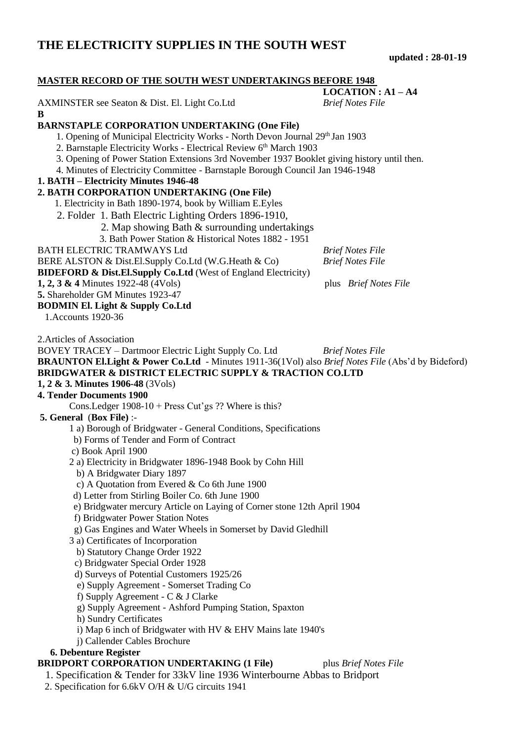# THE ELECTRICITY SUPPLIES IN THE SOUTH WEST

**updated : 28-01-19**

## MASTER RECORD OF THE SOUTH WEST UNDERTAKINGS BEFORE 1948

**LOCATION : A1 – A4**

AXMINSTER see Seaton & Dist. El. Light Co.Ltd *Brief Notes File*

**B**

**BARNSTAPLE CORPORATION UNDERTAKING (One File)**

1. Opening of Municipal Electricity Works - North Devon Journal 29th Jan 1903
2. Barnstaple Electricity Works - Electrical Review 6th March 1903
3. Opening of Power Station Extensions 3rd November 1937 Booklet giving history until then.
4. Minutes of Electricity Committee - Barnstaple Borough Council Jan 1946-1948

**1. BATH – Electricity Minutes 1946-48**

**2. BATH CORPORATION UNDERTAKING (One File)**

1. Electricity in Bath 1890-1974, book by William E.Eyles
2. Folder 1. Bath Electric Lighting Orders 1896-1910,
   2. Map showing Bath & surrounding undertakings
   3. Bath Power Station & Historical Notes 1882 - 1951

BATH ELECTRIC TRAMWAYS Ltd *Brief Notes File*

BERE ALSTON & Dist.El.Supply Co.Ltd (W.G.Heath & Co) *Brief Notes File*

**BIDEFORD & Dist.El.Supply Co.Ltd** (West of England Electricity)

**1, 2, 3 & 4** Minutes 1922-48 (4Vols) plus *Brief Notes File*

**5.** Shareholder GM Minutes 1923-47

**BODMIN El. Light & Supply Co.Ltd**

1.Accounts 1920-36

2.Articles of Association

BOVEY TRACEY – Dartmoor Electric Light Supply Co. Ltd *Brief Notes File*

**BRAUNTON El.Light & Power Co.Ltd** - Minutes 1911-36(1Vol) also *Brief Notes File* (Abs'd by Bideford)

**BRIDGWATER & DISTRICT ELECTRIC SUPPLY & TRACTION CO.LTD**

**1, 2 & 3. Minutes 1906-48** (3Vols)

**4. Tender Documents 1900**

Cons.Ledger 1908-10 + Press Cut'gs ?? Where is this?

**5. General** (**Box File**) :-

1 a) Borough of Bridgwater - General Conditions, Specifications
  b) Forms of Tender and Form of Contract
  c) Book April 1900

2 a) Electricity in Bridgwater 1896-1948 Book by Cohn Hill
  b) A Bridgwater Diary 1897
  c) A Quotation from Evered & Co 6th June 1900
  d) Letter from Stirling Boiler Co. 6th June 1900
  e) Bridgwater mercury Article on Laying of Corner stone 12th April 1904
  f) Bridgwater Power Station Notes
  g) Gas Engines and Water Wheels in Somerset by David Gledhill

3 a) Certificates of Incorporation
  b) Statutory Change Order 1922
  c) Bridgwater Special Order 1928
  d) Surveys of Potential Customers 1925/26
  e) Supply Agreement - Somerset Trading Co
  f) Supply Agreement - C & J Clarke
  g) Supply Agreement - Ashford Pumping Station, Spaxton
  h) Sundry Certificates
  i) Map 6 inch of Bridgwater with HV & EHV Mains late 1940's
  j) Callender Cables Brochure

**6. Debenture Register**

**BRIDPORT CORPORATION UNDERTAKING (1 File)** plus *Brief Notes File*

1. Specification & Tender for 33kV line 1936 Winterbourne Abbas to Bridport
2. Specification for 6.6kV O/H & U/G circuits 1941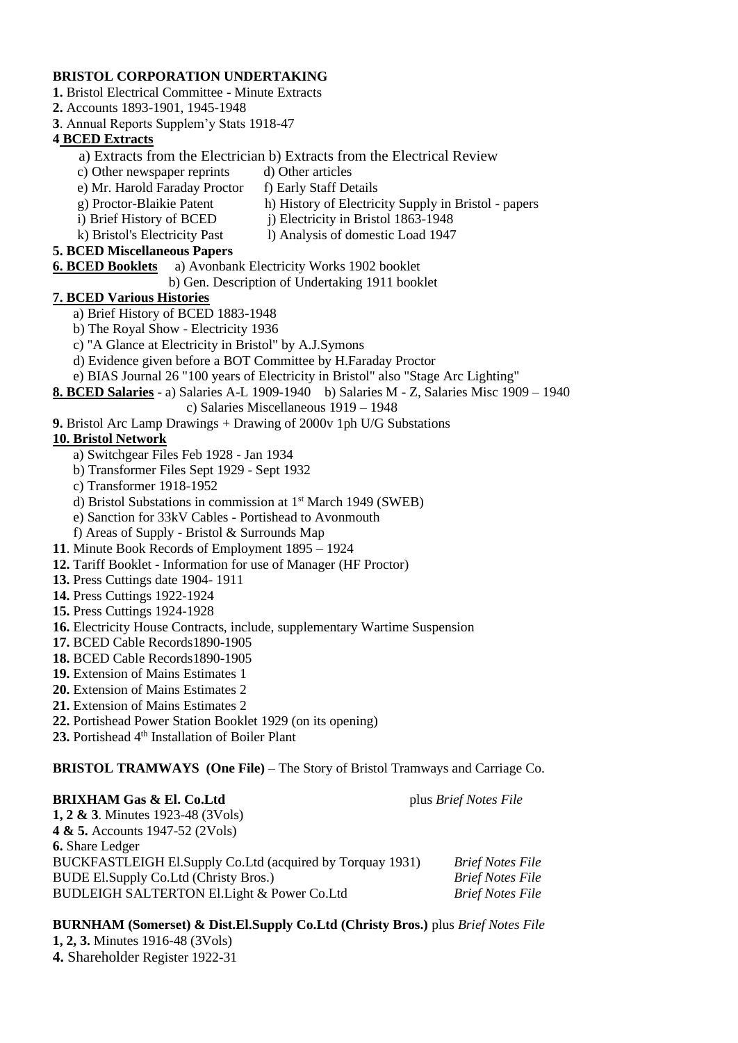**BRISTOL CORPORATION UNDERTAKING**

**1.** Bristol Electrical Committee - Minute Extracts
**2.** Accounts 1893-1901, 1945-1948
**3**. Annual Reports Supplem'y Stats 1918-47

**4 BCED Extracts**

- a) Extracts from the Electrician b) Extracts from the Electrical Review
- c) Other newspaper reprints d) Other articles
- e) Mr. Harold Faraday Proctor f) Early Staff Details
- g) Proctor-Blaikie Patent h) History of Electricity Supply in Bristol - papers
- i) Brief History of BCED j) Electricity in Bristol 1863-1948
- k) Bristol's Electricity Past l) Analysis of domestic Load 1947

**5. BCED Miscellaneous Papers**

**6. BCED Booklets** a) Avonbank Electricity Works 1902 booklet
b) Gen. Description of Undertaking 1911 booklet

**7. BCED Various Histories**

- a) Brief History of BCED 1883-1948
- b) The Royal Show - Electricity 1936
- c) "A Glance at Electricity in Bristol" by A.J.Symons
- d) Evidence given before a BOT Committee by H.Faraday Proctor
- e) BIAS Journal 26 "100 years of Electricity in Bristol" also "Stage Arc Lighting"

**8. BCED Salaries** - a) Salaries A-L 1909-1940 b) Salaries M - Z, Salaries Misc 1909 – 1940
c) Salaries Miscellaneous 1919 – 1948

**9.** Bristol Arc Lamp Drawings + Drawing of 2000v 1ph U/G Substations

**10. Bristol Network**

- a) Switchgear Files Feb 1928 - Jan 1934
- b) Transformer Files Sept 1929 - Sept 1932
- c) Transformer 1918-1952
- d) Bristol Substations in commission at 1st March 1949 (SWEB)
- e) Sanction for 33kV Cables - Portishead to Avonmouth
- f) Areas of Supply - Bristol & Surrounds Map

**11**. Minute Book Records of Employment 1895 – 1924
**12.** Tariff Booklet - Information for use of Manager (HF Proctor)
**13.** Press Cuttings date 1904- 1911
**14.** Press Cuttings 1922-1924
**15.** Press Cuttings 1924-1928
**16.** Electricity House Contracts, include, supplementary Wartime Suspension
**17.** BCED Cable Records1890-1905
**18.** BCED Cable Records1890-1905
**19.** Extension of Mains Estimates 1
**20.** Extension of Mains Estimates 2
**21.** Extension of Mains Estimates 2
**22.** Portishead Power Station Booklet 1929 (on its opening)
**23.** Portishead 4th Installation of Boiler Plant

**BRISTOL TRAMWAYS (One File)** – The Story of Bristol Tramways and Carriage Co.

**BRIXHAM Gas & El. Co.Ltd** plus *Brief Notes File*

**1, 2 & 3**. Minutes 1923-48 (3Vols)
**4 & 5.** Accounts 1947-52 (2Vols)
**6.** Share Ledger

BUCKFASTLEIGH El.Supply Co.Ltd (acquired by Torquay 1931) *Brief Notes File*
BUDE El.Supply Co.Ltd (Christy Bros.) *Brief Notes File*
BUDLEIGH SALTERTON El.Light & Power Co.Ltd *Brief Notes File*

**BURNHAM (Somerset) & Dist.El.Supply Co.Ltd (Christy Bros.)** plus *Brief Notes File*

**1, 2, 3.** Minutes 1916-48 (3Vols)
**4.** Shareholder Register 1922-31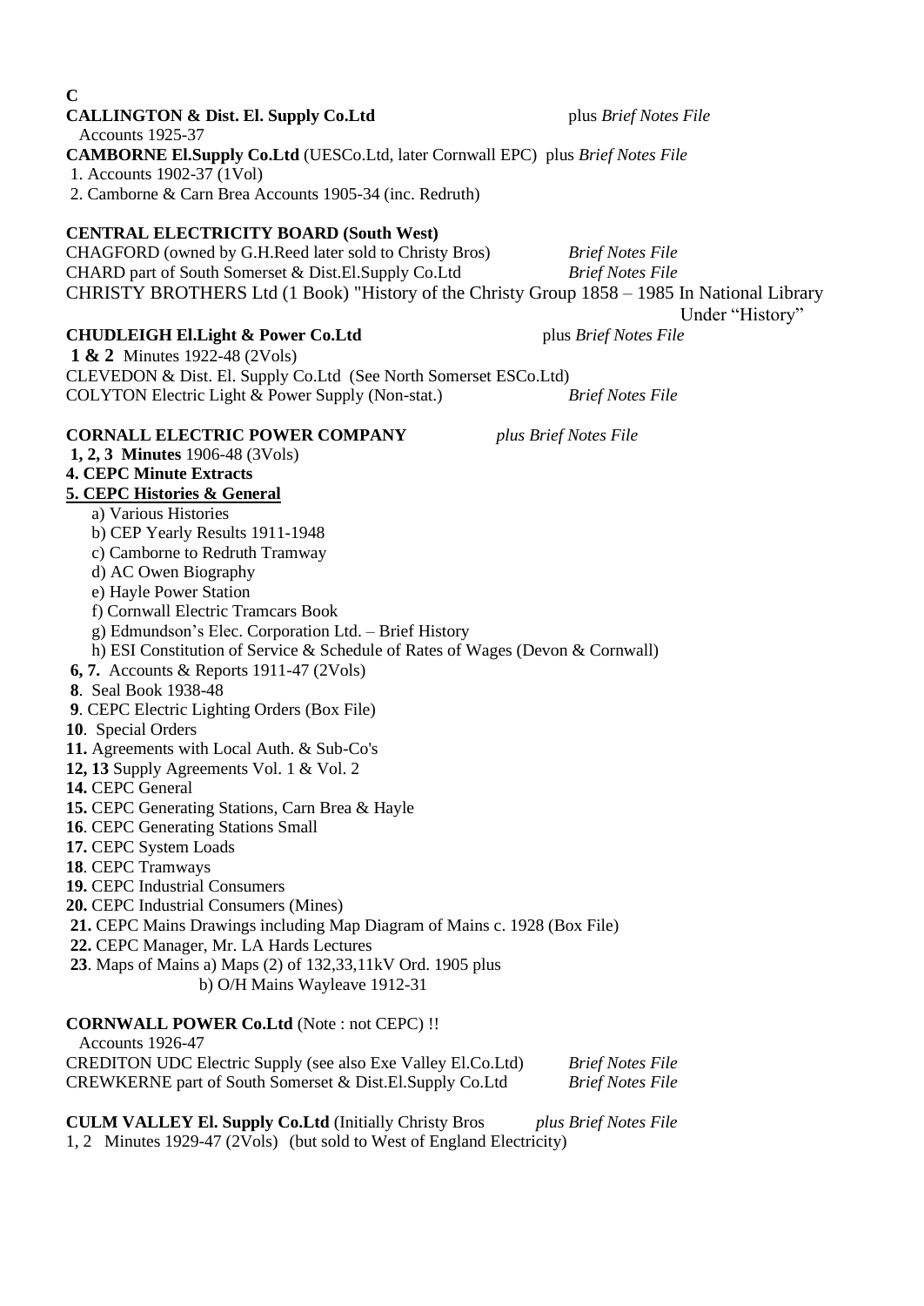**C**

**CALLINGTON & Dist. El. Supply Co.Ltd** plus *Brief Notes File*

Accounts 1925-37

**CAMBORNE El.Supply Co.Ltd** (UESCo.Ltd, later Cornwall EPC) plus *Brief Notes File*

1. Accounts 1902-37 (1Vol)
2. Camborne & Carn Brea Accounts 1905-34 (inc. Redruth)

**CENTRAL ELECTRICITY BOARD (South West)**

CHAGFORD (owned by G.H.Reed later sold to Christy Bros) *Brief Notes File*

CHARD part of South Somerset & Dist.El.Supply Co.Ltd *Brief Notes File*

CHRISTY BROTHERS Ltd (1 Book) "History of the Christy Group 1858 – 1985 In National Library Under "History"

**CHUDLEIGH El.Light & Power Co.Ltd** plus *Brief Notes File*

**1 & 2** Minutes 1922-48 (2Vols)

CLEVEDON & Dist. El. Supply Co.Ltd (See North Somerset ESCo.Ltd)

COLYTON Electric Light & Power Supply (Non-stat.) *Brief Notes File*

**CORNALL ELECTRIC POWER COMPANY** *plus Brief Notes File*

**1, 2, 3 Minutes** 1906-48 (3Vols)

**4. CEPC Minute Extracts**

**5. CEPC Histories & General**

- a) Various Histories
- b) CEP Yearly Results 1911-1948
- c) Camborne to Redruth Tramway
- d) AC Owen Biography
- e) Hayle Power Station
- f) Cornwall Electric Tramcars Book
- g) Edmundson's Elec. Corporation Ltd. – Brief History
- h) ESI Constitution of Service & Schedule of Rates of Wages (Devon & Cornwall)

**6, 7.** Accounts & Reports 1911-47 (2Vols)

**8**. Seal Book 1938-48

**9**. CEPC Electric Lighting Orders (Box File)

**10**. Special Orders

**11.** Agreements with Local Auth. & Sub-Co's

**12, 13** Supply Agreements Vol. 1 & Vol. 2

**14.** CEPC General

**15.** CEPC Generating Stations, Carn Brea & Hayle

**16**. CEPC Generating Stations Small

**17.** CEPC System Loads

**18**. CEPC Tramways

**19.** CEPC Industrial Consumers

**20.** CEPC Industrial Consumers (Mines)

**21.** CEPC Mains Drawings including Map Diagram of Mains c. 1928 (Box File)

**22.** CEPC Manager, Mr. LA Hards Lectures

**23**. Maps of Mains a) Maps (2) of 132,33,11kV Ord. 1905 plus

b) O/H Mains Wayleave 1912-31

**CORNWALL POWER Co.Ltd** (Note : not CEPC) !!

Accounts 1926-47

CREDITON UDC Electric Supply (see also Exe Valley El.Co.Ltd) *Brief Notes File*

CREWKERNE part of South Somerset & Dist.El.Supply Co.Ltd *Brief Notes File*

**CULM VALLEY El. Supply Co.Ltd** (Initially Christy Bros *plus Brief Notes File*

1, 2 Minutes 1929-47 (2Vols) (but sold to West of England Electricity)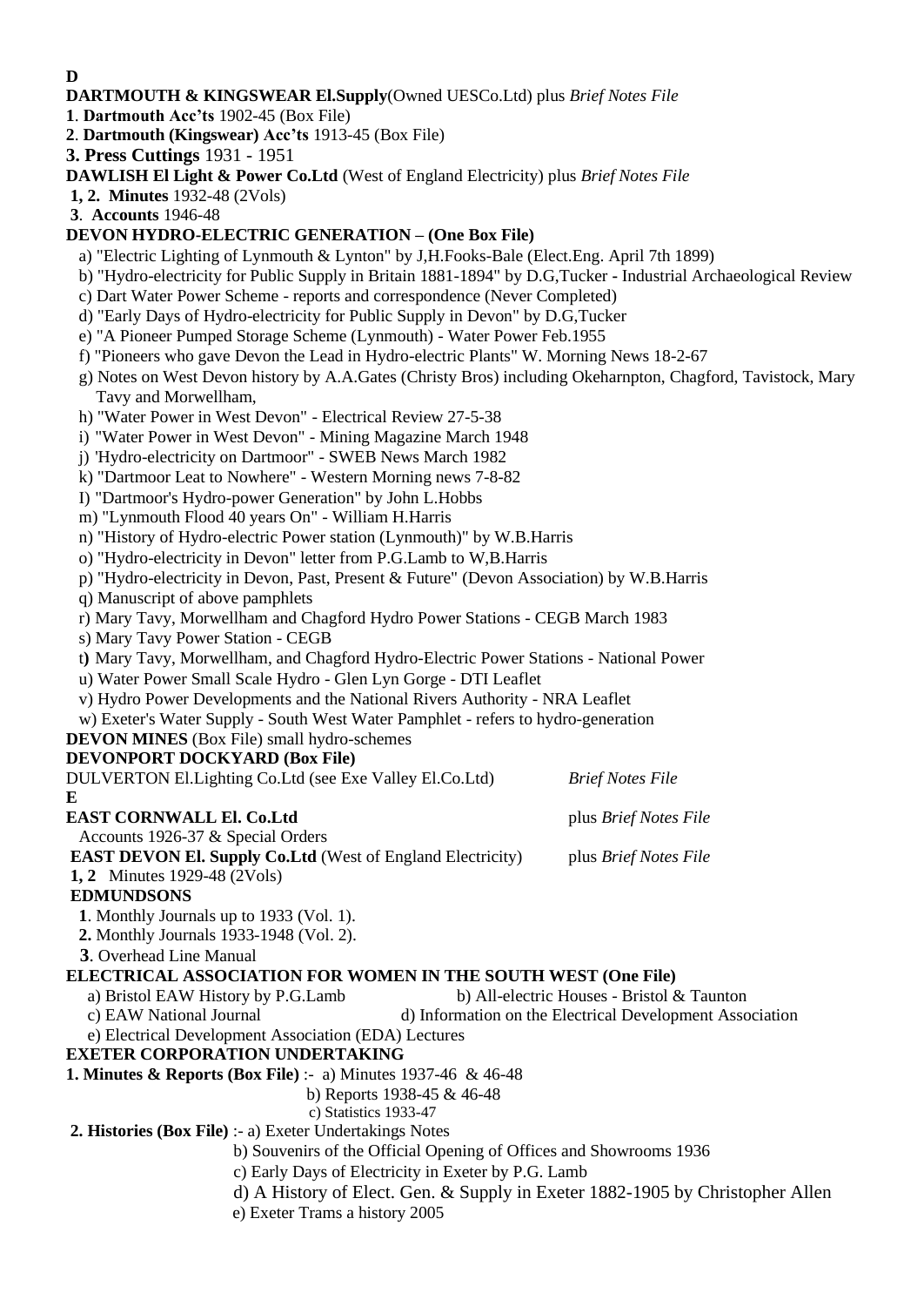**D**

**DARTMOUTH & KINGSWEAR El.Supply**(Owned UESCo.Ltd) plus *Brief Notes File*

**1**. **Dartmouth Acc'ts** 1902-45 (Box File)

**2**. **Dartmouth (Kingswear) Acc'ts** 1913-45 (Box File)

**3. Press Cuttings** 1931 - 1951

**DAWLISH El Light & Power Co.Ltd** (West of England Electricity) plus *Brief Notes File*

**1, 2. Minutes** 1932-48 (2Vols)

**3**. **Accounts** 1946-48

**DEVON HYDRO-ELECTRIC GENERATION – (One Box File)**

a) "Electric Lighting of Lynmouth & Lynton" by J,H.Fooks-Bale (Elect.Eng. April 7th 1899)
b) "Hydro-electricity for Public Supply in Britain 1881-1894" by D.G,Tucker - Industrial Archaeological Review
c) Dart Water Power Scheme - reports and correspondence (Never Completed)
d) "Early Days of Hydro-electricity for Public Supply in Devon" by D.G,Tucker
e) "A Pioneer Pumped Storage Scheme (Lynmouth) - Water Power Feb.1955
f) "Pioneers who gave Devon the Lead in Hydro-electric Plants" W. Morning News 18-2-67
g) Notes on West Devon history by A.A.Gates (Christy Bros) including Okeharnpton, Chagford, Tavistock, Mary Tavy and Morwellham,
h) "Water Power in West Devon" - Electrical Review 27-5-38
i) "Water Power in West Devon" - Mining Magazine March 1948
j) 'Hydro-electricity on Dartmoor" - SWEB News March 1982
k) "Dartmoor Leat to Nowhere" - Western Morning news 7-8-82
I) "Dartmoor's Hydro-power Generation" by John L.Hobbs
m) "Lynmouth Flood 40 years On" - William H.Harris
n) "History of Hydro-electric Power station (Lynmouth)" by W.B.Harris
o) "Hydro-electricity in Devon" letter from P.G.Lamb to W,B.Harris
p) "Hydro-electricity in Devon, Past, Present & Future" (Devon Association) by W.B.Harris
q) Manuscript of above pamphlets
r) Mary Tavy, Morwellham and Chagford Hydro Power Stations - CEGB March 1983
s) Mary Tavy Power Station - CEGB
t) Mary Tavy, Morwellham, and Chagford Hydro-Electric Power Stations - National Power
u) Water Power Small Scale Hydro - Glen Lyn Gorge - DTI Leaflet
v) Hydro Power Developments and the National Rivers Authority - NRA Leaflet
w) Exeter's Water Supply - South West Water Pamphlet - refers to hydro-generation

**DEVON MINES** (Box File) small hydro-schemes

**DEVONPORT DOCKYARD (Box File)**

DULVERTON El.Lighting Co.Ltd (see Exe Valley El.Co.Ltd) *Brief Notes File*

**E**

**EAST CORNWALL El. Co.Ltd** plus *Brief Notes File*

Accounts 1926-37 & Special Orders

**EAST DEVON El. Supply Co.Ltd** (West of England Electricity) plus *Brief Notes File*

**1, 2** Minutes 1929-48 (2Vols)

**EDMUNDSONS**

**1**. Monthly Journals up to 1933 (Vol. 1).
**2.** Monthly Journals 1933-1948 (Vol. 2).
**3**. Overhead Line Manual

**ELECTRICAL ASSOCIATION FOR WOMEN IN THE SOUTH WEST (One File)**

a) Bristol EAW History by P.G.Lamb
b) All-electric Houses - Bristol & Taunton
c) EAW National Journal
d) Information on the Electrical Development Association
e) Electrical Development Association (EDA) Lectures

**EXETER CORPORATION UNDERTAKING**

**1. Minutes & Reports (Box File)** :- a) Minutes 1937-46 & 46-48
b) Reports 1938-45 & 46-48
c) Statistics 1933-47

**2. Histories (Box File)** :- a) Exeter Undertakings Notes
b) Souvenirs of the Official Opening of Offices and Showrooms 1936
c) Early Days of Electricity in Exeter by P.G. Lamb
d) A History of Elect. Gen. & Supply in Exeter 1882-1905 by Christopher Allen
e) Exeter Trams a history 2005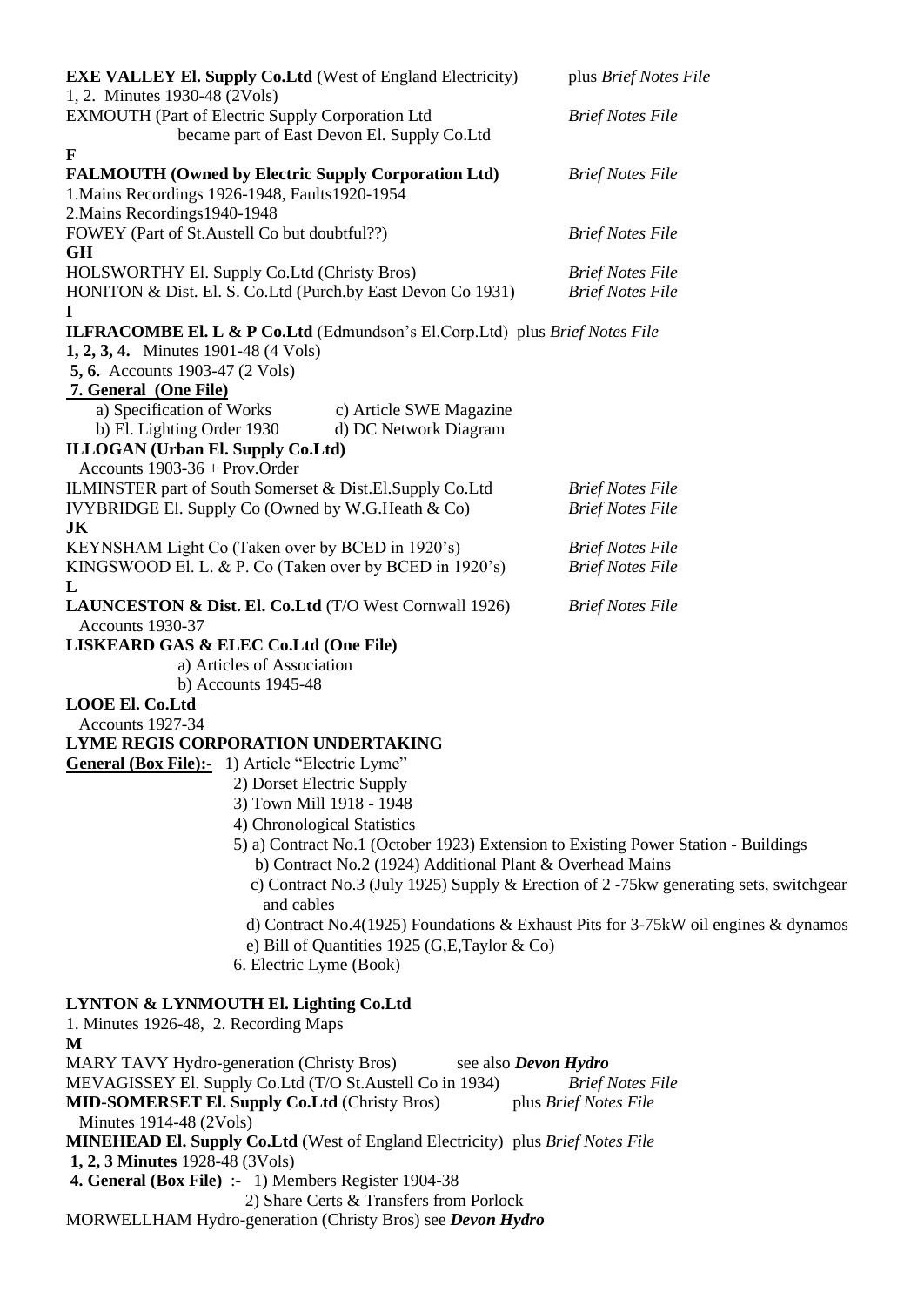**EXE VALLEY El. Supply Co.Ltd** (West of England Electricity) plus *Brief Notes File*
1, 2. Minutes 1930-48 (2Vols)
EXMOUTH (Part of Electric Supply Corporation Ltd *Brief Notes File*
became part of East Devon El. Supply Co.Ltd

**F**

**FALMOUTH (Owned by Electric Supply Corporation Ltd)** *Brief Notes File*
1.Mains Recordings 1926-1948, Faults1920-1954
2.Mains Recordings1940-1948
FOWEY (Part of St.Austell Co but doubtful??) *Brief Notes File*

**GH**

HOLSWORTHY El. Supply Co.Ltd (Christy Bros) *Brief Notes File*
HONITON & Dist. El. S. Co.Ltd (Purch.by East Devon Co 1931) *Brief Notes File*

**I**

**ILFRACOMBE El. L & P Co.Ltd** (Edmundson's El.Corp.Ltd) plus *Brief Notes File*
**1, 2, 3, 4.** Minutes 1901-48 (4 Vols)
**5, 6.** Accounts 1903-47 (2 Vols)
**7. General (One File)**
- a) Specification of Works
- b) El. Lighting Order 1930
- c) Article SWE Magazine
- d) DC Network Diagram

**ILLOGAN (Urban El. Supply Co.Ltd)**
Accounts 1903-36 + Prov.Order
ILMINSTER part of South Somerset & Dist.El.Supply Co.Ltd *Brief Notes File*
IVYBRIDGE El. Supply Co (Owned by W.G.Heath & Co) *Brief Notes File*

**JK**

KEYNSHAM Light Co (Taken over by BCED in 1920's) *Brief Notes File*
KINGSWOOD El. L. & P. Co (Taken over by BCED in 1920's) *Brief Notes File*

**L**

**LAUNCESTON & Dist. El. Co.Ltd** (T/O West Cornwall 1926) *Brief Notes File*
Accounts 1930-37
**LISKEARD GAS & ELEC Co.Ltd (One File)**
- a) Articles of Association
- b) Accounts 1945-48

**LOOE El. Co.Ltd**
Accounts 1927-34
**LYME REGIS CORPORATION UNDERTAKING**
**General (Box File):-** 1) Article "Electric Lyme"
2) Dorset Electric Supply
3) Town Mill 1918 - 1948
4) Chronological Statistics
5) a) Contract No.1 (October 1923) Extension to Existing Power Station - Buildings
b) Contract No.2 (1924) Additional Plant & Overhead Mains
c) Contract No.3 (July 1925) Supply & Erection of 2 -75kw generating sets, switchgear and cables
d) Contract No.4(1925) Foundations & Exhaust Pits for 3-75kW oil engines & dynamos
e) Bill of Quantities 1925 (G,E,Taylor & Co)
6. Electric Lyme (Book)

**LYNTON & LYNMOUTH El. Lighting Co.Ltd**
1. Minutes 1926-48, 2. Recording Maps

**M**

MARY TAVY Hydro-generation (Christy Bros) see also ***Devon Hydro***
MEVAGISSEY El. Supply Co.Ltd (T/O St.Austell Co in 1934) *Brief Notes File*
**MID-SOMERSET El. Supply Co.Ltd** (Christy Bros) plus *Brief Notes File*
Minutes 1914-48 (2Vols)
**MINEHEAD El. Supply Co.Ltd** (West of England Electricity) plus *Brief Notes File*
**1, 2, 3 Minutes** 1928-48 (3Vols)
**4. General (Box File)** :- 1) Members Register 1904-38
2) Share Certs & Transfers from Porlock
MORWELLHAM Hydro-generation (Christy Bros) see ***Devon Hydro***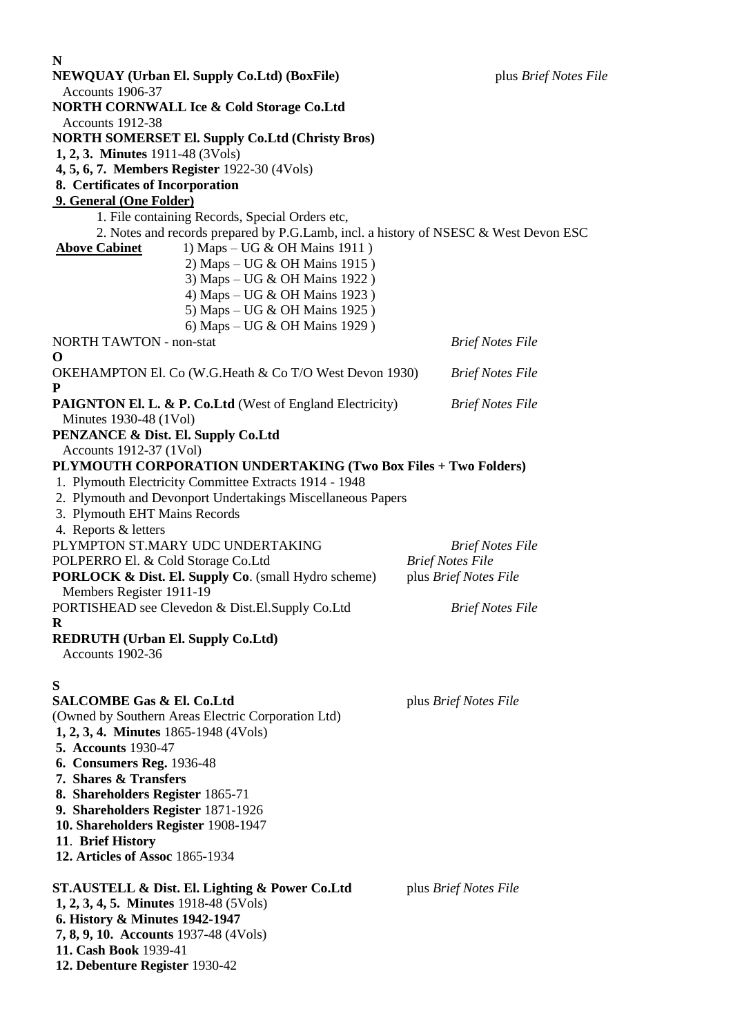**N**

**NEWQUAY (Urban El. Supply Co.Ltd) (BoxFile)** plus *Brief Notes File*

Accounts 1906-37

**NORTH CORNWALL Ice & Cold Storage Co.Ltd**

Accounts 1912-38

**NORTH SOMERSET El. Supply Co.Ltd (Christy Bros)**

**1, 2, 3. Minutes** 1911-48 (3Vols)

**4, 5, 6, 7. Members Register** 1922-30 (4Vols)

**8. Certificates of Incorporation**

**9. General (One Folder)**

1. File containing Records, Special Orders etc,
2. Notes and records prepared by P.G.Lamb, incl. a history of NSESC & West Devon ESC

**Above Cabinet**
1) Maps – UG & OH Mains 1911 )
2) Maps – UG & OH Mains 1915 )
3) Maps – UG & OH Mains 1922 )
4) Maps – UG & OH Mains 1923 )
5) Maps – UG & OH Mains 1925 )
6) Maps – UG & OH Mains 1929 )

NORTH TAWTON - non-stat *Brief Notes File*

**O**

OKEHAMPTON El. Co (W.G.Heath & Co T/O West Devon 1930) *Brief Notes File*

**P**

**PAIGNTON El. L. & P. Co.Ltd** (West of England Electricity) *Brief Notes File*

Minutes 1930-48 (1Vol)

**PENZANCE & Dist. El. Supply Co.Ltd**

Accounts 1912-37 (1Vol)

**PLYMOUTH CORPORATION UNDERTAKING (Two Box Files + Two Folders)**

1. Plymouth Electricity Committee Extracts 1914 - 1948
2. Plymouth and Devonport Undertakings Miscellaneous Papers
3. Plymouth EHT Mains Records
4. Reports & letters

PLYMPTON ST.MARY UDC UNDERTAKING *Brief Notes File*

POLPERRO El. & Cold Storage Co.Ltd *Brief Notes File*

**PORLOCK & Dist. El. Supply Co**. (small Hydro scheme) plus *Brief Notes File*

Members Register 1911-19

PORTISHEAD see Clevedon & Dist.El.Supply Co.Ltd *Brief Notes File*

**R**

**REDRUTH (Urban El. Supply Co.Ltd)**

Accounts 1902-36

**S**

**SALCOMBE Gas & El. Co.Ltd** plus *Brief Notes File*

(Owned by Southern Areas Electric Corporation Ltd)

**1, 2, 3, 4. Minutes** 1865-1948 (4Vols)

**5. Accounts** 1930-47

**6. Consumers Reg.** 1936-48

**7. Shares & Transfers**

**8. Shareholders Register** 1865-71

**9. Shareholders Register** 1871-1926

**10. Shareholders Register** 1908-1947

**11. Brief History**

**12. Articles of Assoc** 1865-1934

**ST.AUSTELL & Dist. El. Lighting & Power Co.Ltd** plus *Brief Notes File*

**1, 2, 3, 4, 5. Minutes** 1918-48 (5Vols)

**6. History & Minutes 1942-1947**

**7, 8, 9, 10. Accounts** 1937-48 (4Vols)

**11. Cash Book** 1939-41

**12. Debenture Register** 1930-42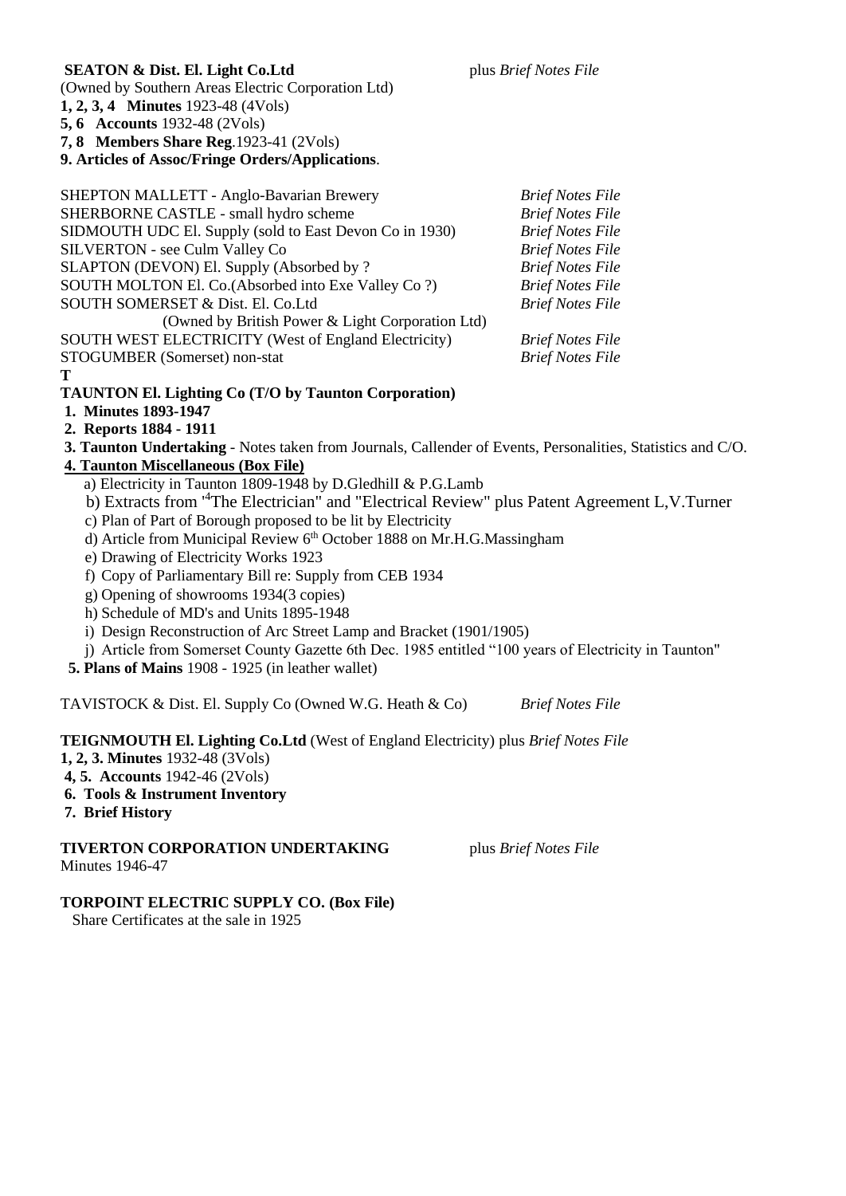**SEATON & Dist. El. Light Co.Ltd** plus *Brief Notes File*
(Owned by Southern Areas Electric Corporation Ltd)
**1, 2, 3, 4 Minutes** 1923-48 (4Vols)
**5, 6 Accounts** 1932-48 (2Vols)
**7, 8 Members Share Reg**.1923-41 (2Vols)
**9. Articles of Assoc/Fringe Orders/Applications**.

SHEPTON MALLETT - Anglo-Bavarian Brewery *Brief Notes File*
SHERBORNE CASTLE - small hydro scheme *Brief Notes File*
SIDMOUTH UDC El. Supply (sold to East Devon Co in 1930) *Brief Notes File*
SILVERTON - see Culm Valley Co *Brief Notes File*
SLAPTON (DEVON) El. Supply (Absorbed by ? *Brief Notes File*
SOUTH MOLTON El. Co.(Absorbed into Exe Valley Co ?) *Brief Notes File*
SOUTH SOMERSET & Dist. El. Co.Ltd *Brief Notes File*
(Owned by British Power & Light Corporation Ltd)
SOUTH WEST ELECTRICITY (West of England Electricity) *Brief Notes File*
STOGUMBER (Somerset) non-stat *Brief Notes File*

**T**

**TAUNTON El. Lighting Co (T/O by Taunton Corporation)**

1. **Minutes 1893-1947**
2. **Reports 1884 - 1911**
3. **Taunton Undertaking** - Notes taken from Journals, Callender of Events, Personalities, Statistics and C/O.
4. **Taunton Miscellaneous (Box File)**
   a) Electricity in Taunton 1809-1948 by D.Gledhill & P.G.Lamb
   b) Extracts from '[4]The Electrician" and "Electrical Review" plus Patent Agreement L,V.Turner
   c) Plan of Part of Borough proposed to be lit by Electricity
   d) Article from Municipal Review 6th October 1888 on Mr.H.G.Massingham
   e) Drawing of Electricity Works 1923
   f) Copy of Parliamentary Bill re: Supply from CEB 1934
   g) Opening of showrooms 1934(3 copies)
   h) Schedule of MD's and Units 1895-1948
   i) Design Reconstruction of Arc Street Lamp and Bracket (1901/1905)
   j) Article from Somerset County Gazette 6th Dec. 1985 entitled "100 years of Electricity in Taunton"
5. **Plans of Mains** 1908 - 1925 (in leather wallet)

TAVISTOCK & Dist. El. Supply Co (Owned W.G. Heath & Co) *Brief Notes File*

**TEIGNMOUTH El. Lighting Co.Ltd** (West of England Electricity) plus *Brief Notes File*
**1, 2, 3. Minutes** 1932-48 (3Vols)
**4, 5. Accounts** 1942-46 (2Vols)
**6. Tools & Instrument Inventory**
**7. Brief History**

**TIVERTON CORPORATION UNDERTAKING** plus *Brief Notes File*
Minutes 1946-47

**TORPOINT ELECTRIC SUPPLY CO. (Box File)**
Share Certificates at the sale in 1925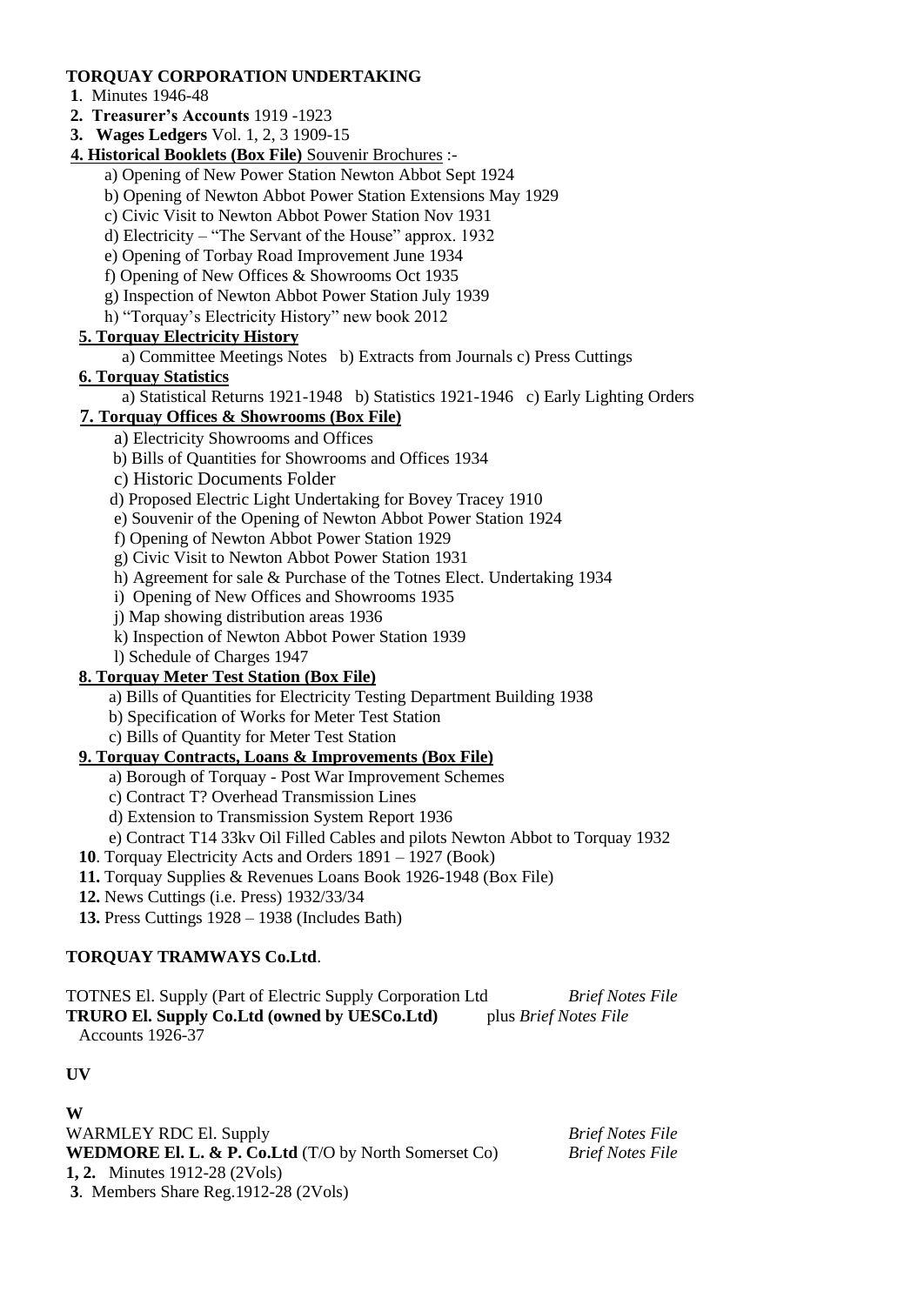**TORQUAY CORPORATION UNDERTAKING**

**1**. Minutes 1946-48
**2. Treasurer's Accounts** 1919 -1923
**3. Wages Ledgers** Vol. 1, 2, 3 1909-15

**4. Historical Booklets (Box File)** Souvenir Brochures :-

a) Opening of New Power Station Newton Abbot Sept 1924
b) Opening of Newton Abbot Power Station Extensions May 1929
c) Civic Visit to Newton Abbot Power Station Nov 1931
d) Electricity – "The Servant of the House" approx. 1932
e) Opening of Torbay Road Improvement June 1934
f) Opening of New Offices & Showrooms Oct 1935
g) Inspection of Newton Abbot Power Station July 1939
h) "Torquay's Electricity History" new book 2012

**5. Torquay Electricity History**

a) Committee Meetings Notes b) Extracts from Journals c) Press Cuttings

**6. Torquay Statistics**

a) Statistical Returns 1921-1948 b) Statistics 1921-1946 c) Early Lighting Orders

**7. Torquay Offices & Showrooms (Box File)**

a) Electricity Showrooms and Offices
b) Bills of Quantities for Showrooms and Offices 1934
c) Historic Documents Folder
d) Proposed Electric Light Undertaking for Bovey Tracey 1910
e) Souvenir of the Opening of Newton Abbot Power Station 1924
f) Opening of Newton Abbot Power Station 1929
g) Civic Visit to Newton Abbot Power Station 1931
h) Agreement for sale & Purchase of the Totnes Elect. Undertaking 1934
i) Opening of New Offices and Showrooms 1935
j) Map showing distribution areas 1936
k) Inspection of Newton Abbot Power Station 1939
l) Schedule of Charges 1947

**8. Torquay Meter Test Station (Box File)**

a) Bills of Quantities for Electricity Testing Department Building 1938
b) Specification of Works for Meter Test Station
c) Bills of Quantity for Meter Test Station

**9. Torquay Contracts, Loans & Improvements (Box File)**

a) Borough of Torquay - Post War Improvement Schemes
c) Contract T? Overhead Transmission Lines
d) Extension to Transmission System Report 1936
e) Contract T14 33kv Oil Filled Cables and pilots Newton Abbot to Torquay 1932

**10**. Torquay Electricity Acts and Orders 1891 – 1927 (Book)
**11.** Torquay Supplies & Revenues Loans Book 1926-1948 (Box File)
**12.** News Cuttings (i.e. Press) 1932/33/34
**13.** Press Cuttings 1928 – 1938 (Includes Bath)

**TORQUAY TRAMWAYS Co.Ltd**.

TOTNES El. Supply (Part of Electric Supply Corporation Ltd *Brief Notes File*
**TRURO El. Supply Co.Ltd (owned by UESCo.Ltd)** plus *Brief Notes File*
Accounts 1926-37

**UV**

**W**

WARMLEY RDC El. Supply *Brief Notes File*
**WEDMORE El. L. & P. Co.Ltd** (T/O by North Somerset Co) *Brief Notes File*
**1, 2.** Minutes 1912-28 (2Vols)
**3**. Members Share Reg.1912-28 (2Vols)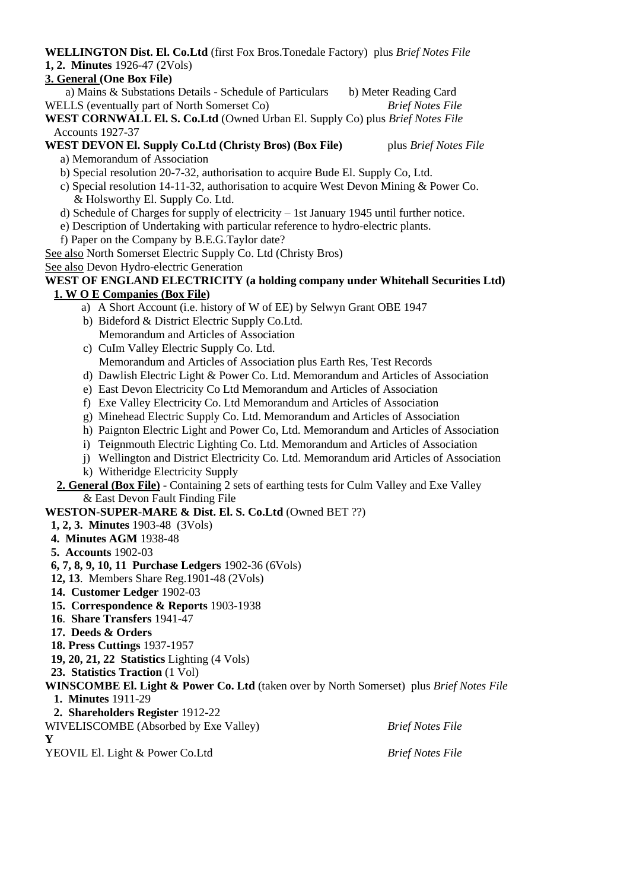**WELLINGTON Dist. El. Co.Ltd** (first Fox Bros.Tonedale Factory) plus *Brief Notes File*

**1, 2. Minutes** 1926-47 (2Vols)

**<u>3. General</u> (One Box File)**

a) Mains & Substations Details - Schedule of Particulars  b) Meter Reading Card

WELLS (eventually part of North Somerset Co) *Brief Notes File*

**WEST CORNWALL El. S. Co.Ltd** (Owned Urban El. Supply Co) plus *Brief Notes File*

Accounts 1927-37

**WEST DEVON El. Supply Co.Ltd (Christy Bros) (Box File)** plus *Brief Notes File*

a) Memorandum of Association
b) Special resolution 20-7-32, authorisation to acquire Bude El. Supply Co, Ltd.
c) Special resolution 14-11-32, authorisation to acquire West Devon Mining & Power Co. & Holsworthy El. Supply Co. Ltd.
d) Schedule of Charges for supply of electricity – 1st January 1945 until further notice.
e) Description of Undertaking with particular reference to hydro-electric plants.
f) Paper on the Company by B.E.G.Taylor date?

<u>See also</u> North Somerset Electric Supply Co. Ltd (Christy Bros)

<u>See also</u> Devon Hydro-electric Generation

**WEST OF ENGLAND ELECTRICITY (a holding company under Whitehall Securities Ltd)**

**<u>1. W O E Companies (Box File)</u>**

a) A Short Account (i.e. history of W of EE) by Selwyn Grant OBE 1947
b) Bideford & District Electric Supply Co.Ltd. Memorandum and Articles of Association
c) CuIm Valley Electric Supply Co. Ltd. Memorandum and Articles of Association plus Earth Res, Test Records
d) Dawlish Electric Light & Power Co. Ltd. Memorandum and Articles of Association
e) East Devon Electricity Co Ltd Memorandum and Articles of Association
f) Exe Valley Electricity Co. Ltd Memorandum and Articles of Association
g) Minehead Electric Supply Co. Ltd. Memorandum and Articles of Association
h) Paignton Electric Light and Power Co, Ltd. Memorandum and Articles of Association
i) Teignmouth Electric Lighting Co. Ltd. Memorandum and Articles of Association
j) Wellington and District Electricity Co. Ltd. Memorandum arid Articles of Association
k) Witheridge Electricity Supply

**<u>2. General (Box File)</u>** - Containing 2 sets of earthing tests for Culm Valley and Exe Valley & East Devon Fault Finding File

**WESTON-SUPER-MARE & Dist. El. S. Co.Ltd** (Owned BET ??)

**1, 2, 3. Minutes** 1903-48 (3Vols)

**4. Minutes AGM** 1938-48

**5. Accounts** 1902-03

**6, 7, 8, 9, 10, 11 Purchase Ledgers** 1902-36 (6Vols)

**12, 13**. Members Share Reg.1901-48 (2Vols)

**14. Customer Ledger** 1902-03

**15. Correspondence & Reports** 1903-1938

**16**. **Share Transfers** 1941-47

**17. Deeds & Orders**

**18. Press Cuttings** 1937-1957

**19, 20, 21, 22 Statistics** Lighting (4 Vols)

**23. Statistics Traction** (1 Vol)

**WINSCOMBE El. Light & Power Co. Ltd** (taken over by North Somerset) plus *Brief Notes File*

**1. Minutes** 1911-29

**2. Shareholders Register** 1912-22

WIVELISCOMBE (Absorbed by Exe Valley) *Brief Notes File*

**Y**

YEOVIL El. Light & Power Co.Ltd *Brief Notes File*